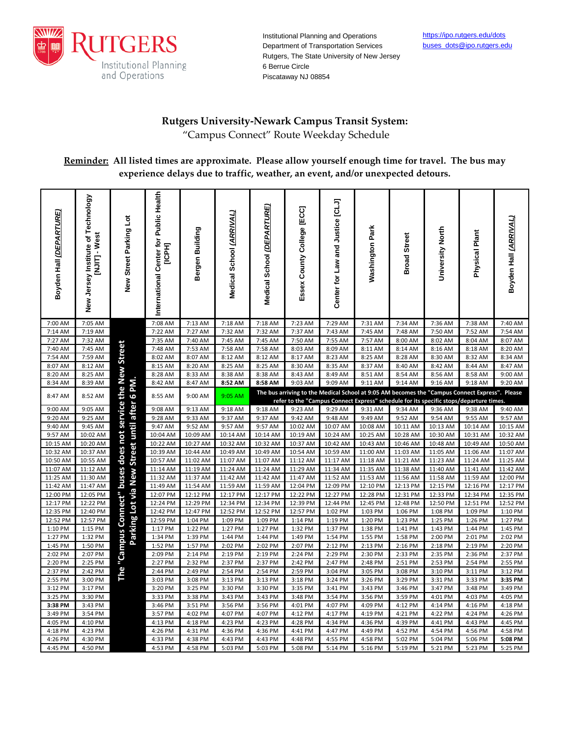Institutional Planning and Operations
Department of Transportation Services
Rutgers, The State University of New Jersey
6 Berrue Circle
Piscataway NJ 08854

https://ipo.rutgers.edu/dots
buses_dots@ipo.rutgers.edu

# Rutgers University-Newark Campus Transit System:

## "Campus Connect" Route Weekday Schedule

**Reminder: All listed times are approximate. Please allow yourself enough time for travel. The bus may experience delays due to traffic, weather, an event, and/or unexpected detours.**

| Boyden Hall (DEPARTURE) | New Jersey Institute of Technology [NJIT] - West | New Street Parking Lot | International Center for Public Health [ICPH] | Bergen Building | Medical School (ARRIVAL) | Medical School (DEPARTURE) | Essex County College [ECC] | Center for Law and Justice [CLJ] | Washington Park | Broad Street | University North | Physical Plant | Boyden Hall (ARRIVAL) |
|---|---|---|---|---|---|---|---|---|---|---|---|---|---|
| 7:00 AM | 7:05 AM | The "Campus Connect" buses does not service the New Street Parking Lot via New Street until after 6 PM. | 7:08 AM | 7:13 AM | 7:18 AM | 7:18 AM | 7:23 AM | 7:29 AM | 7:31 AM | 7:34 AM | 7:36 AM | 7:38 AM | 7:40 AM |
| 7:14 AM | 7:19 AM | | 7:22 AM | 7:27 AM | 7:32 AM | 7:32 AM | 7:37 AM | 7:43 AM | 7:45 AM | 7:48 AM | 7:50 AM | 7:52 AM | 7:54 AM |
| 7:27 AM | 7:32 AM | | 7:35 AM | 7:40 AM | 7:45 AM | 7:45 AM | 7:50 AM | 7:55 AM | 7:57 AM | 8:00 AM | 8:02 AM | 8:04 AM | 8:07 AM |
| 7:40 AM | 7:45 AM | | 7:48 AM | 7:53 AM | 7:58 AM | 7:58 AM | 8:03 AM | 8:09 AM | 8:11 AM | 8:14 AM | 8:16 AM | 8:18 AM | 8:20 AM |
| 7:54 AM | 7:59 AM | | 8:02 AM | 8:07 AM | 8:12 AM | 8:12 AM | 8:17 AM | 8:23 AM | 8:25 AM | 8:28 AM | 8:30 AM | 8:32 AM | 8:34 AM |
| 8:07 AM | 8:12 AM | | 8:15 AM | 8:20 AM | 8:25 AM | 8:25 AM | 8:30 AM | 8:35 AM | 8:37 AM | 8:40 AM | 8:42 AM | 8:44 AM | 8:47 AM |
| 8:20 AM | 8:25 AM | | 8:28 AM | 8:33 AM | 8:38 AM | 8:38 AM | 8:43 AM | 8:49 AM | 8:51 AM | 8:54 AM | 8:56 AM | 8:58 AM | 9:00 AM |
| 8:34 AM | 8:39 AM | | 8:42 AM | 8:47 AM | **8:52 AM** | **8:58 AM** | 9:03 AM | 9:09 AM | 9:11 AM | 9:14 AM | 9:16 AM | 9:18 AM | 9:20 AM |
| 8:47 AM | 8:52 AM | | 8:55 AM | 9:00 AM | 9:05 AM | **The bus arriving to the Medical School at 9:05 AM becomes the "Campus Connect Express". Please refer to the "Campus Connect Express" schedule for its specific stops/departure times.** | | | | | | | |
| 9:00 AM | 9:05 AM | | 9:08 AM | 9:13 AM | 9:18 AM | 9:18 AM | 9:23 AM | 9:29 AM | 9:31 AM | 9:34 AM | 9:36 AM | 9:38 AM | 9:40 AM |
| 9:20 AM | 9:25 AM | | 9:28 AM | 9:33 AM | 9:37 AM | 9:37 AM | 9:42 AM | 9:48 AM | 9:49 AM | 9:52 AM | 9:54 AM | 9:55 AM | 9:57 AM |
| 9:40 AM | 9:45 AM | | 9:47 AM | 9:52 AM | 9:57 AM | 9:57 AM | 10:02 AM | 10:07 AM | 10:08 AM | 10:11 AM | 10:13 AM | 10:14 AM | 10:15 AM |
| 9:57 AM | 10:02 AM | | 10:04 AM | 10:09 AM | 10:14 AM | 10:14 AM | 10:19 AM | 10:24 AM | 10:25 AM | 10:28 AM | 10:30 AM | 10:31 AM | 10:32 AM |
| 10:15 AM | 10:20 AM | | 10:22 AM | 10:27 AM | 10:32 AM | 10:32 AM | 10:37 AM | 10:42 AM | 10:43 AM | 10:46 AM | 10:48 AM | 10:49 AM | 10:50 AM |
| 10:32 AM | 10:37 AM | | 10:39 AM | 10:44 AM | 10:49 AM | 10:49 AM | 10:54 AM | 10:59 AM | 11:00 AM | 11:03 AM | 11:05 AM | 11:06 AM | 11:07 AM |
| 10:50 AM | 10:55 AM | | 10:57 AM | 11:02 AM | 11:07 AM | 11:07 AM | 11:12 AM | 11:17 AM | 11:18 AM | 11:21 AM | 11:23 AM | 11:24 AM | 11:25 AM |
| 11:07 AM | 11:12 AM | | 11:14 AM | 11:19 AM | 11:24 AM | 11:24 AM | 11:29 AM | 11:34 AM | 11:35 AM | 11:38 AM | 11:40 AM | 11:41 AM | 11:42 AM |
| 11:25 AM | 11:30 AM | | 11:32 AM | 11:37 AM | 11:42 AM | 11:42 AM | 11:47 AM | 11:52 AM | 11:53 AM | 11:56 AM | 11:58 AM | 11:59 AM | 12:00 PM |
| 11:42 AM | 11:47 AM | | 11:49 AM | 11:54 AM | 11:59 AM | 11:59 AM | 12:04 PM | 12:09 PM | 12:10 PM | 12:13 PM | 12:15 PM | 12:16 PM | 12:17 PM |
| 12:00 PM | 12:05 PM | | 12:07 PM | 12:12 PM | 12:17 PM | 12:17 PM | 12:22 PM | 12:27 PM | 12:28 PM | 12:31 PM | 12:33 PM | 12:34 PM | 12:35 PM |
| 12:17 PM | 12:22 PM | | 12:24 PM | 12:29 PM | 12:34 PM | 12:34 PM | 12:39 PM | 12:44 PM | 12:45 PM | 12:48 PM | 12:50 PM | 12:51 PM | 12:52 PM |
| 12:35 PM | 12:40 PM | | 12:42 PM | 12:47 PM | 12:52 PM | 12:52 PM | 12:57 PM | 1:02 PM | 1:03 PM | 1:06 PM | 1:08 PM | 1:09 PM | 1:10 PM |
| 12:52 PM | 12:57 PM | | 12:59 PM | 1:04 PM | 1:09 PM | 1:09 PM | 1:14 PM | 1:19 PM | 1:20 PM | 1:23 PM | 1:25 PM | 1:26 PM | 1:27 PM |
| 1:10 PM | 1:15 PM | | 1:17 PM | 1:22 PM | 1:27 PM | 1:27 PM | 1:32 PM | 1:37 PM | 1:38 PM | 1:41 PM | 1:43 PM | 1:44 PM | 1:45 PM |
| 1:27 PM | 1:32 PM | | 1:34 PM | 1:39 PM | 1:44 PM | 1:44 PM | 1:49 PM | 1:54 PM | 1:55 PM | 1:58 PM | 2:00 PM | 2:01 PM | 2:02 PM |
| 1:45 PM | 1:50 PM | | 1:52 PM | 1:57 PM | 2:02 PM | 2:02 PM | 2:07 PM | 2:12 PM | 2:13 PM | 2:16 PM | 2:18 PM | 2:19 PM | 2:20 PM |
| 2:02 PM | 2:07 PM | | 2:09 PM | 2:14 PM | 2:19 PM | 2:19 PM | 2:24 PM | 2:29 PM | 2:30 PM | 2:33 PM | 2:35 PM | 2:36 PM | 2:37 PM |
| 2:20 PM | 2:25 PM | | 2:27 PM | 2:32 PM | 2:37 PM | 2:37 PM | 2:42 PM | 2:47 PM | 2:48 PM | 2:51 PM | 2:53 PM | 2:54 PM | 2:55 PM |
| 2:37 PM | 2:42 PM | | 2:44 PM | 2:49 PM | 2:54 PM | 2:54 PM | 2:59 PM | 3:04 PM | 3:05 PM | 3:08 PM | 3:10 PM | 3:11 PM | 3:12 PM |
| 2:55 PM | 3:00 PM | | 3:03 PM | 3:08 PM | 3:13 PM | 3:13 PM | 3:18 PM | 3:24 PM | 3:26 PM | 3:29 PM | 3:31 PM | 3:33 PM | **3:35 PM** |
| 3:12 PM | 3:17 PM | | 3:20 PM | 3:25 PM | 3:30 PM | 3:30 PM | 3:35 PM | 3:41 PM | 3:43 PM | 3:46 PM | 3:47 PM | 3:48 PM | 3:49 PM |
| 3:25 PM | 3:30 PM | | 3:33 PM | 3:38 PM | 3:43 PM | 3:43 PM | 3:48 PM | 3:54 PM | 3:56 PM | 3:59 PM | 4:01 PM | 4:03 PM | 4:05 PM |
| **3:38 PM** | 3:43 PM | | 3:46 PM | 3:51 PM | 3:56 PM | 3:56 PM | 4:01 PM | 4:07 PM | 4:09 PM | 4:12 PM | 4:14 PM | 4:16 PM | 4:18 PM |
| 3:49 PM | 3:54 PM | | 3:57 PM | 4:02 PM | 4:07 PM | 4:07 PM | 4:12 PM | 4:17 PM | 4:19 PM | 4:21 PM | 4:22 PM | 4:24 PM | 4:26 PM |
| 4:05 PM | 4:10 PM | | 4:13 PM | 4:18 PM | 4:23 PM | 4:23 PM | 4:28 PM | 4:34 PM | 4:36 PM | 4:39 PM | 4:41 PM | 4:43 PM | 4:45 PM |
| 4:18 PM | 4:23 PM | | 4:26 PM | 4:31 PM | 4:36 PM | 4:36 PM | 4:41 PM | 4:47 PM | 4:49 PM | 4:52 PM | 4:54 PM | 4:56 PM | 4:58 PM |
| 4:26 PM | 4:30 PM | | 4:33 PM | 4:38 PM | 4:43 PM | 4:43 PM | 4:48 PM | 4:55 PM | 4:58 PM | 5:02 PM | 5:04 PM | 5:06 PM | **5:08 PM** |
| 4:45 PM | 4:50 PM | | 4:53 PM | 4:58 PM | 5:03 PM | 5:03 PM | 5:08 PM | 5:14 PM | 5:16 PM | 5:19 PM | 5:21 PM | 5:23 PM | 5:25 PM |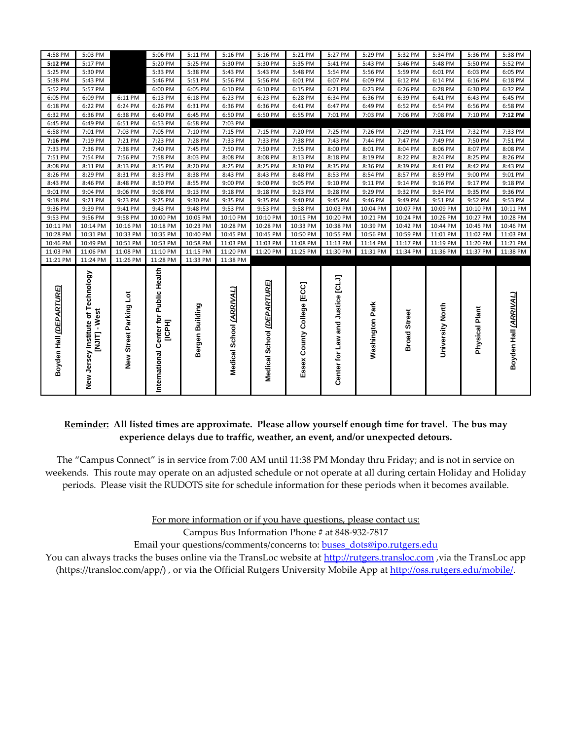| Boyden Hall (DEPARTURE) | New Jersey Institute of Technology [NJIT] - West | New Street Parking Lot | International Center for Public Health [ICPH] | Bergen Building | Medical School (ARRIVAL) | Medical School (DEPARTURE) | Essex County College [ECC] | Center for Law and Justice [CLJ] | Washington Park | Broad Street | University North | Physical Plant | Boyden Hall (ARRIVAL) |
|---|---|---|---|---|---|---|---|---|---|---|---|---|---|
| 4:58 PM | 5:03 PM | | 5:06 PM | 5:11 PM | 5:16 PM | 5:16 PM | 5:21 PM | 5:27 PM | 5:29 PM | 5:32 PM | 5:34 PM | 5:36 PM | 5:38 PM |
| **5:12 PM** | 5:17 PM | | 5:20 PM | 5:25 PM | 5:30 PM | 5:30 PM | 5:35 PM | 5:41 PM | 5:43 PM | 5:46 PM | 5:48 PM | 5:50 PM | 5:52 PM |
| 5:25 PM | 5:30 PM | | 5:33 PM | 5:38 PM | 5:43 PM | 5:43 PM | 5:48 PM | 5:54 PM | 5:56 PM | 5:59 PM | 6:01 PM | 6:03 PM | 6:05 PM |
| 5:38 PM | 5:43 PM | | 5:46 PM | 5:51 PM | 5:56 PM | 5:56 PM | 6:01 PM | 6:07 PM | 6:09 PM | 6:12 PM | 6:14 PM | 6:16 PM | 6:18 PM |
| 5:52 PM | 5:57 PM | | 6:00 PM | 6:05 PM | 6:10 PM | 6:10 PM | 6:15 PM | 6:21 PM | 6:23 PM | 6:26 PM | 6:28 PM | 6:30 PM | 6:32 PM |
| 6:05 PM | 6:09 PM | 6:11 PM | 6:13 PM | 6:18 PM | 6:23 PM | 6:23 PM | 6:28 PM | 6:34 PM | 6:36 PM | 6:39 PM | 6:41 PM | 6:43 PM | 6:45 PM |
| 6:18 PM | 6:22 PM | 6:24 PM | 6:26 PM | 6:31 PM | 6:36 PM | 6:36 PM | 6:41 PM | 6:47 PM | 6:49 PM | 6:52 PM | 6:54 PM | 6:56 PM | 6:58 PM |
| 6:32 PM | 6:36 PM | 6:38 PM | 6:40 PM | 6:45 PM | 6:50 PM | 6:50 PM | 6:55 PM | 7:01 PM | 7:03 PM | 7:06 PM | 7:08 PM | 7:10 PM | **7:12 PM** |
| 6:45 PM | 6:49 PM | 6:51 PM | 6:53 PM | 6:58 PM | 7:03 PM | | | | | | | | |
| 6:58 PM | 7:01 PM | 7:03 PM | 7:05 PM | 7:10 PM | 7:15 PM | 7:15 PM | 7:20 PM | 7:25 PM | 7:26 PM | 7:29 PM | 7:31 PM | 7:32 PM | 7:33 PM |
| **7:16 PM** | 7:19 PM | 7:21 PM | 7:23 PM | 7:28 PM | 7:33 PM | 7:33 PM | 7:38 PM | 7:43 PM | 7:44 PM | 7:47 PM | 7:49 PM | 7:50 PM | 7:51 PM |
| 7:33 PM | 7:36 PM | 7:38 PM | 7:40 PM | 7:45 PM | 7:50 PM | 7:50 PM | 7:55 PM | 8:00 PM | 8:01 PM | 8:04 PM | 8:06 PM | 8:07 PM | 8:08 PM |
| 7:51 PM | 7:54 PM | 7:56 PM | 7:58 PM | 8:03 PM | 8:08 PM | 8:08 PM | 8:13 PM | 8:18 PM | 8:19 PM | 8:22 PM | 8:24 PM | 8:25 PM | 8:26 PM |
| 8:08 PM | 8:11 PM | 8:13 PM | 8:15 PM | 8:20 PM | 8:25 PM | 8:25 PM | 8:30 PM | 8:35 PM | 8:36 PM | 8:39 PM | 8:41 PM | 8:42 PM | 8:43 PM |
| 8:26 PM | 8:29 PM | 8:31 PM | 8:33 PM | 8:38 PM | 8:43 PM | 8:43 PM | 8:48 PM | 8:53 PM | 8:54 PM | 8:57 PM | 8:59 PM | 9:00 PM | 9:01 PM |
| 8:43 PM | 8:46 PM | 8:48 PM | 8:50 PM | 8:55 PM | 9:00 PM | 9:00 PM | 9:05 PM | 9:10 PM | 9:11 PM | 9:14 PM | 9:16 PM | 9:17 PM | 9:18 PM |
| 9:01 PM | 9:04 PM | 9:06 PM | 9:08 PM | 9:13 PM | 9:18 PM | 9:18 PM | 9:23 PM | 9:28 PM | 9:29 PM | 9:32 PM | 9:34 PM | 9:35 PM | 9:36 PM |
| 9:18 PM | 9:21 PM | 9:23 PM | 9:25 PM | 9:30 PM | 9:35 PM | 9:35 PM | 9:40 PM | 9:45 PM | 9:46 PM | 9:49 PM | 9:51 PM | 9:52 PM | 9:53 PM |
| 9:36 PM | 9:39 PM | 9:41 PM | 9:43 PM | 9:48 PM | 9:53 PM | 9:53 PM | 9:58 PM | 10:03 PM | 10:04 PM | 10:07 PM | 10:09 PM | 10:10 PM | 10:11 PM |
| 9:53 PM | 9:56 PM | 9:58 PM | 10:00 PM | 10:05 PM | 10:10 PM | 10:10 PM | 10:15 PM | 10:20 PM | 10:21 PM | 10:24 PM | 10:26 PM | 10:27 PM | 10:28 PM |
| 10:11 PM | 10:14 PM | 10:16 PM | 10:18 PM | 10:23 PM | 10:28 PM | 10:28 PM | 10:33 PM | 10:38 PM | 10:39 PM | 10:42 PM | 10:44 PM | 10:45 PM | 10:46 PM |
| 10:28 PM | 10:31 PM | 10:33 PM | 10:35 PM | 10:40 PM | 10:45 PM | 10:45 PM | 10:50 PM | 10:55 PM | 10:56 PM | 10:59 PM | 11:01 PM | 11:02 PM | 11:03 PM |
| 10:46 PM | 10:49 PM | 10:51 PM | 10:53 PM | 10:58 PM | 11:03 PM | 11:03 PM | 11:08 PM | 11:13 PM | 11:14 PM | 11:17 PM | 11:19 PM | 11:20 PM | 11:21 PM |
| 11:03 PM | 11:06 PM | 11:08 PM | 11:10 PM | 11:15 PM | 11:20 PM | 11:20 PM | 11:25 PM | 11:30 PM | 11:31 PM | 11:34 PM | 11:36 PM | 11:37 PM | 11:38 PM |
| 11:21 PM | 11:24 PM | 11:26 PM | 11:28 PM | 11:33 PM | 11:38 PM | | | | | | | | |

**Reminder: All listed times are approximate. Please allow yourself enough time for travel. The bus may experience delays due to traffic, weather, an event, and/or unexpected detours.**

The "Campus Connect" is in service from 7:00 AM until 11:38 PM Monday thru Friday; and is not in service on weekends. This route may operate on an adjusted schedule or not operate at all during certain Holiday and Holiday periods. Please visit the RUDOTS site for schedule information for these periods when it becomes available.

For more information or if you have questions, please contact us:

Campus Bus Information Phone # at 848-932-7817

Email your questions/comments/concerns to: buses_dots@ipo.rutgers.edu

You can always tracks the buses online via the TransLoc website at http://rutgers.transloc.com ,via the TransLoc app (https://transloc.com/app/) , or via the Official Rutgers University Mobile App at http://oss.rutgers.edu/mobile/.